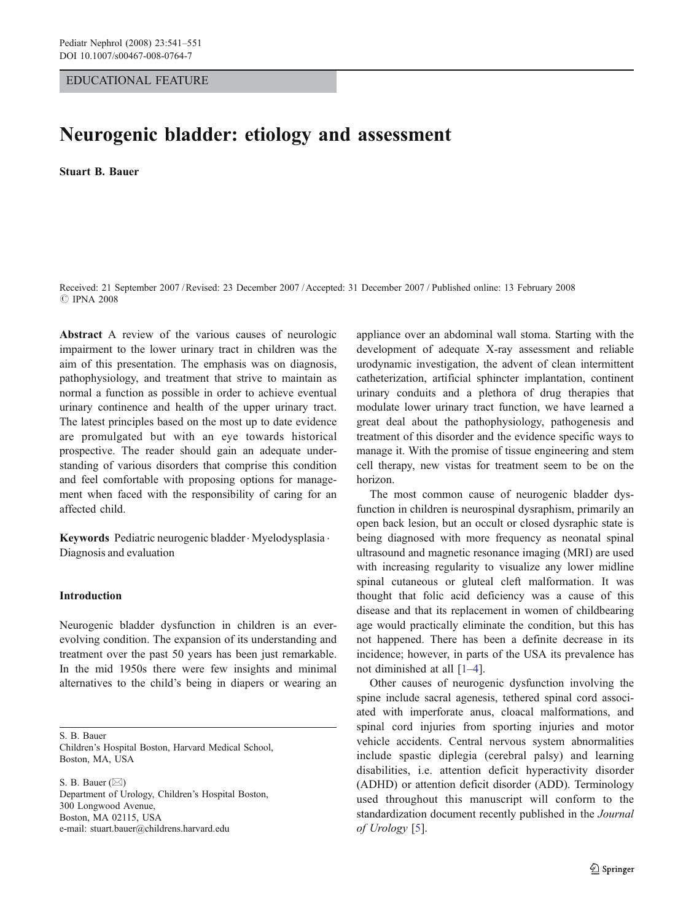EDUCATIONAL FEATURE

# Neurogenic bladder: etiology and assessment

**Stuart B. Bauer**

Received: 21 September 2007 / Revised: 23 December 2007 / Accepted: 31 December 2007 / Published online: 13 February 2008
© IPNA 2008

**Abstract** A review of the various causes of neurologic impairment to the lower urinary tract in children was the aim of this presentation. The emphasis was on diagnosis, pathophysiology, and treatment that strive to maintain as normal a function as possible in order to achieve eventual urinary continence and health of the upper urinary tract. The latest principles based on the most up to date evidence are promulgated but with an eye towards historical prospective. The reader should gain an adequate understanding of various disorders that comprise this condition and feel comfortable with proposing options for management when faced with the responsibility of caring for an affected child.

**Keywords** Pediatric neurogenic bladder · Myelodysplasia · Diagnosis and evaluation

## Introduction

Neurogenic bladder dysfunction in children is an ever-evolving condition. The expansion of its understanding and treatment over the past 50 years has been just remarkable. In the mid 1950s there were few insights and minimal alternatives to the child's being in diapers or wearing an appliance over an abdominal wall stoma. Starting with the development of adequate X-ray assessment and reliable urodynamic investigation, the advent of clean intermittent catheterization, artificial sphincter implantation, continent urinary conduits and a plethora of drug therapies that modulate lower urinary tract function, we have learned a great deal about the pathophysiology, pathogenesis and treatment of this disorder and the evidence specific ways to manage it. With the promise of tissue engineering and stem cell therapy, new vistas for treatment seem to be on the horizon.

The most common cause of neurogenic bladder dysfunction in children is neurospinal dysraphism, primarily an open back lesion, but an occult or closed dysraphic state is being diagnosed with more frequency as neonatal spinal ultrasound and magnetic resonance imaging (MRI) are used with increasing regularity to visualize any lower midline spinal cutaneous or gluteal cleft malformation. It was thought that folic acid deficiency was a cause of this disease and that its replacement in women of childbearing age would practically eliminate the condition, but this has not happened. There has been a definite decrease in its incidence; however, in parts of the USA its prevalence has not diminished at all [1–4].

Other causes of neurogenic dysfunction involving the spine include sacral agenesis, tethered spinal cord associated with imperforate anus, cloacal malformations, and spinal cord injuries from sporting injuries and motor vehicle accidents. Central nervous system abnormalities include spastic diplegia (cerebral palsy) and learning disabilities, i.e. attention deficit hyperactivity disorder (ADHD) or attention deficit disorder (ADD). Terminology used throughout this manuscript will conform to the standardization document recently published in the *Journal of Urology* [5].

---

S. B. Bauer
Children's Hospital Boston, Harvard Medical School,
Boston, MA, USA

S. B. Bauer (✉)
Department of Urology, Children's Hospital Boston,
300 Longwood Avenue,
Boston, MA 02115, USA
e-mail: stuart.bauer@childrens.harvard.edu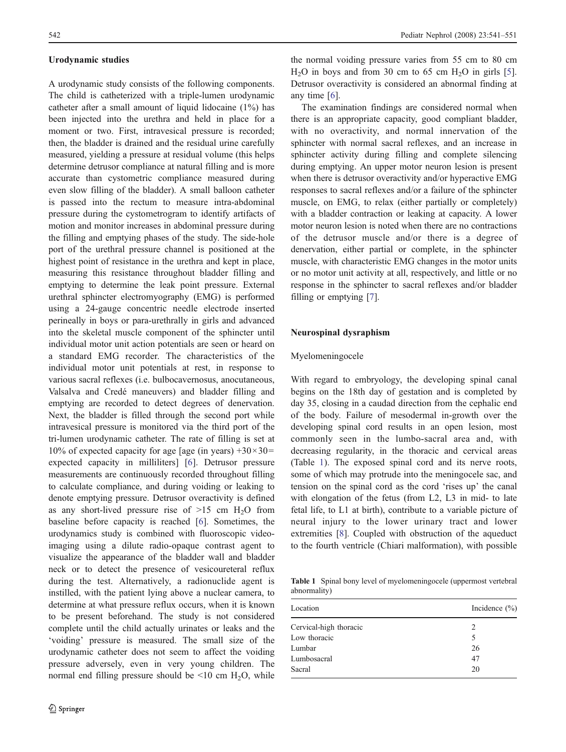### Urodynamic studies

A urodynamic study consists of the following components. The child is catheterized with a triple-lumen urodynamic catheter after a small amount of liquid lidocaine (1%) has been injected into the urethra and held in place for a moment or two. First, intravesical pressure is recorded; then, the bladder is drained and the residual urine carefully measured, yielding a pressure at residual volume (this helps determine detrusor compliance at natural filling and is more accurate than cystometric compliance measured during even slow filling of the bladder). A small balloon catheter is passed into the rectum to measure intra-abdominal pressure during the cystometrogram to identify artifacts of motion and monitor increases in abdominal pressure during the filling and emptying phases of the study. The side-hole port of the urethral pressure channel is positioned at the highest point of resistance in the urethra and kept in place, measuring this resistance throughout bladder filling and emptying to determine the leak point pressure. External urethral sphincter electromyography (EMG) is performed using a 24-gauge concentric needle electrode inserted perineally in boys or para-urethrally in girls and advanced into the skeletal muscle component of the sphincter until individual motor unit action potentials are seen or heard on a standard EMG recorder. The characteristics of the individual motor unit potentials at rest, in response to various sacral reflexes (i.e. bulbocavernosus, anocutaneous, Valsalva and Credé maneuvers) and bladder filling and emptying are recorded to detect degrees of denervation. Next, the bladder is filled through the second port while intravesical pressure is monitored via the third port of the tri-lumen urodynamic catheter. The rate of filling is set at 10% of expected capacity for age [age (in years) $+30\times30=$ expected capacity in milliliters] [6]. Detrusor pressure measurements are continuously recorded throughout filling to calculate compliance, and during voiding or leaking to denote emptying pressure. Detrusor overactivity is defined as any short-lived pressure rise of >15 cm $H_2O$ from baseline before capacity is reached [6]. Sometimes, the urodynamics study is combined with fluoroscopic video-imaging using a dilute radio-opaque contrast agent to visualize the appearance of the bladder wall and bladder neck or to detect the presence of vesicoureteral reflux during the test. Alternatively, a radionuclide agent is instilled, with the patient lying above a nuclear camera, to determine at what pressure reflux occurs, when it is known to be present beforehand. The study is not considered complete until the child actually urinates or leaks and the 'voiding' pressure is measured. The small size of the urodynamic catheter does not seem to affect the voiding pressure adversely, even in very young children. The normal end filling pressure should be <10 cm $H_2O$, while the normal voiding pressure varies from 55 cm to 80 cm $H_2O$ in boys and from 30 cm to 65 cm $H_2O$ in girls [5]. Detrusor overactivity is considered an abnormal finding at any time [6].

The examination findings are considered normal when there is an appropriate capacity, good compliant bladder, with no overactivity, and normal innervation of the sphincter with normal sacral reflexes, and an increase in sphincter activity during filling and complete silencing during emptying. An upper motor neuron lesion is present when there is detrusor overactivity and/or hyperactive EMG responses to sacral reflexes and/or a failure of the sphincter muscle, on EMG, to relax (either partially or completely) with a bladder contraction or leaking at capacity. A lower motor neuron lesion is noted when there are no contractions of the detrusor muscle and/or there is a degree of denervation, either partial or complete, in the sphincter muscle, with characteristic EMG changes in the motor units or no motor unit activity at all, respectively, and little or no response in the sphincter to sacral reflexes and/or bladder filling or emptying [7].

### Neurospinal dysraphism

#### Myelomeningocele

With regard to embryology, the developing spinal canal begins on the 18th day of gestation and is completed by day 35, closing in a caudad direction from the cephalic end of the body. Failure of mesodermal in-growth over the developing spinal cord results in an open lesion, most commonly seen in the lumbo-sacral area and, with decreasing regularity, in the thoracic and cervical areas (Table 1). The exposed spinal cord and its nerve roots, some of which may protrude into the meningocele sac, and tension on the spinal cord as the cord 'rises up' the canal with elongation of the fetus (from L2, L3 in mid- to late fetal life, to L1 at birth), contribute to a variable picture of neural injury to the lower urinary tract and lower extremities [8]. Coupled with obstruction of the aqueduct to the fourth ventricle (Chiari malformation), with possible

**Table 1** Spinal bony level of myelomeningocele (uppermost vertebral abnormality)

| Location | Incidence (%) |
|---|---|
| Cervical-high thoracic | 2 |
| Low thoracic | 5 |
| Lumbar | 26 |
| Lumbosacral | 47 |
| Sacral | 20 |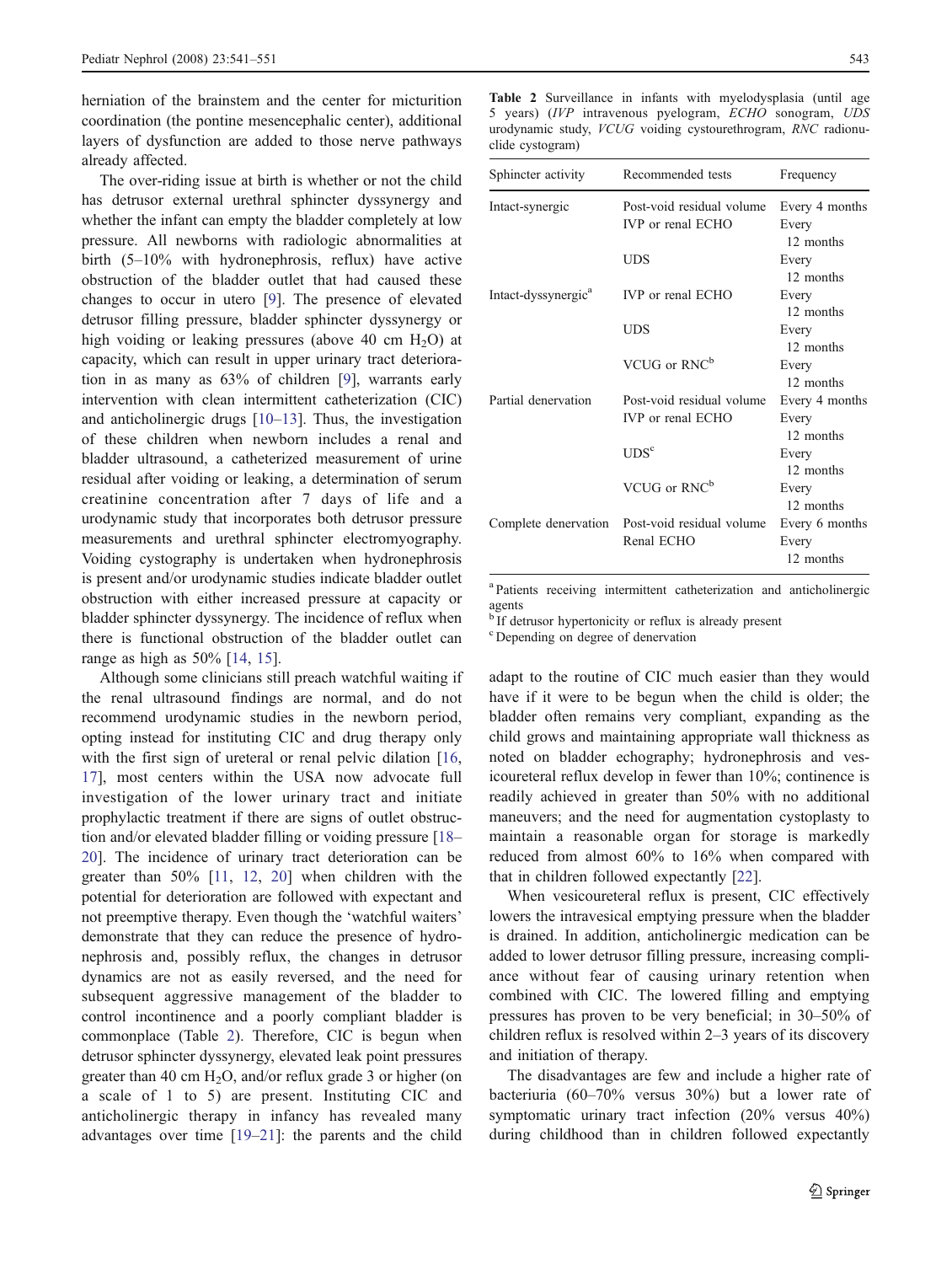herniation of the brainstem and the center for micturition coordination (the pontine mesencephalic center), additional layers of dysfunction are added to those nerve pathways already affected.

The over-riding issue at birth is whether or not the child has detrusor external urethral sphincter dyssynergy and whether the infant can empty the bladder completely at low pressure. All newborns with radiologic abnormalities at birth (5–10% with hydronephrosis, reflux) have active obstruction of the bladder outlet that had caused these changes to occur in utero [9]. The presence of elevated detrusor filling pressure, bladder sphincter dyssynergy or high voiding or leaking pressures (above 40 cm $H_2O$) at capacity, which can result in upper urinary tract deterioration in as many as 63% of children [9], warrants early intervention with clean intermittent catheterization (CIC) and anticholinergic drugs [10–13]. Thus, the investigation of these children when newborn includes a renal and bladder ultrasound, a catheterized measurement of urine residual after voiding or leaking, a determination of serum creatinine concentration after 7 days of life and a urodynamic study that incorporates both detrusor pressure measurements and urethral sphincter electromyography. Voiding cystography is undertaken when hydronephrosis is present and/or urodynamic studies indicate bladder outlet obstruction with either increased pressure at capacity or bladder sphincter dyssynergy. The incidence of reflux when there is functional obstruction of the bladder outlet can range as high as 50% [14, 15].

Although some clinicians still preach watchful waiting if the renal ultrasound findings are normal, and do not recommend urodynamic studies in the newborn period, opting instead for instituting CIC and drug therapy only with the first sign of ureteral or renal pelvic dilation [16, 17], most centers within the USA now advocate full investigation of the lower urinary tract and initiate prophylactic treatment if there are signs of outlet obstruction and/or elevated bladder filling or voiding pressure [18–20]. The incidence of urinary tract deterioration can be greater than 50% [11, 12, 20] when children with the potential for deterioration are followed with expectant and not preemptive therapy. Even though the 'watchful waiters' demonstrate that they can reduce the presence of hydronephrosis and, possibly reflux, the changes in detrusor dynamics are not as easily reversed, and the need for subsequent aggressive management of the bladder to control incontinence and a poorly compliant bladder is commonplace (Table 2). Therefore, CIC is begun when detrusor sphincter dyssynergy, elevated leak point pressures greater than 40 cm $H_2O$, and/or reflux grade 3 or higher (on a scale of 1 to 5) are present. Instituting CIC and anticholinergic therapy in infancy has revealed many advantages over time [19–21]: the parents and the child adapt to the routine of CIC much easier than they would have if it were to be begun when the child is older; the bladder often remains very compliant, expanding as the child grows and maintaining appropriate wall thickness as noted on bladder echography; hydronephrosis and vesicoureteral reflux develop in fewer than 10%; continence is readily achieved in greater than 50% with no additional maneuvers; and the need for augmentation cystoplasty to maintain a reasonable organ for storage is markedly reduced from almost 60% to 16% when compared with that in children followed expectantly [22].

**Table 2** Surveillance in infants with myelodysplasia (until age 5 years) (*IVP* intravenous pyelogram, *ECHO* sonogram, *UDS* urodynamic study, *VCUG* voiding cystourethrogram, *RNC* radionuclide cystogram)

| Sphincter activity | Recommended tests | Frequency |
|---|---|---|
| Intact-synergic | Post-void residual volume | Every 4 months |
| | IVP or renal ECHO | Every 12 months |
| | UDS | Every 12 months |
| Intact-dyssynergic[a] | IVP or renal ECHO | Every 12 months |
| | UDS | Every 12 months |
| | VCUG or RNC[b] | Every 12 months |
| Partial denervation | Post-void residual volume | Every 4 months |
| | IVP or renal ECHO | Every 12 months |
| | UDS[c] | Every 12 months |
| | VCUG or RNC[b] | Every 12 months |
| Complete denervation | Post-void residual volume | Every 6 months |
| | Renal ECHO | Every 12 months |

[a] Patients receiving intermittent catheterization and anticholinergic agents

[b] If detrusor hypertonicity or reflux is already present

[c] Depending on degree of denervation

When vesicoureteral reflux is present, CIC effectively lowers the intravesical emptying pressure when the bladder is drained. In addition, anticholinergic medication can be added to lower detrusor filling pressure, increasing compliance without fear of causing urinary retention when combined with CIC. The lowered filling and emptying pressures has proven to be very beneficial; in 30–50% of children reflux is resolved within 2–3 years of its discovery and initiation of therapy.

The disadvantages are few and include a higher rate of bacteriuria (60–70% versus 30%) but a lower rate of symptomatic urinary tract infection (20% versus 40%) during childhood than in children followed expectantly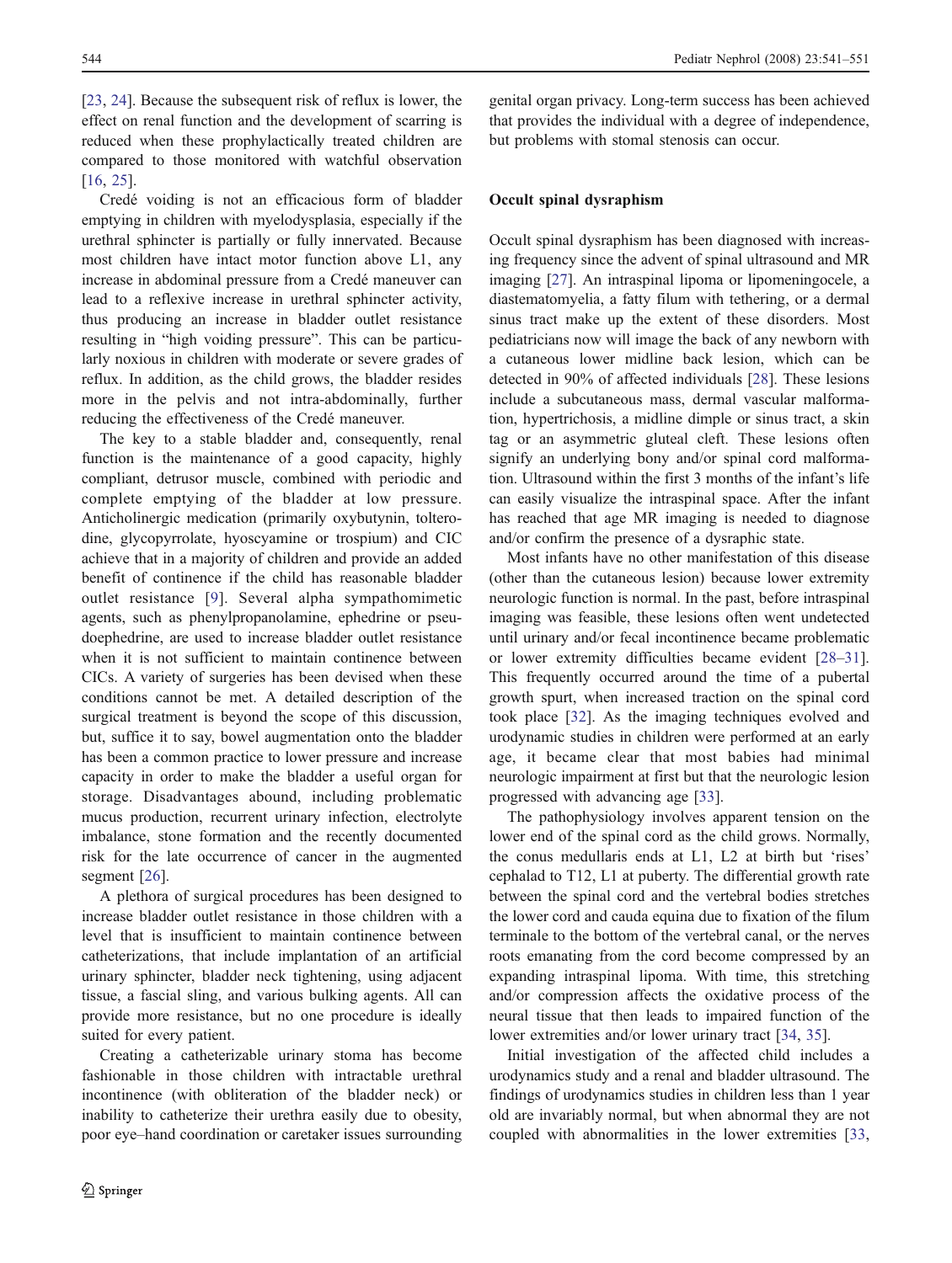[23, 24]. Because the subsequent risk of reflux is lower, the effect on renal function and the development of scarring is reduced when these prophylactically treated children are compared to those monitored with watchful observation [16, 25].

Credé voiding is not an efficacious form of bladder emptying in children with myelodysplasia, especially if the urethral sphincter is partially or fully innervated. Because most children have intact motor function above L1, any increase in abdominal pressure from a Credé maneuver can lead to a reflexive increase in urethral sphincter activity, thus producing an increase in bladder outlet resistance resulting in "high voiding pressure". This can be particularly noxious in children with moderate or severe grades of reflux. In addition, as the child grows, the bladder resides more in the pelvis and not intra-abdominally, further reducing the effectiveness of the Credé maneuver.

The key to a stable bladder and, consequently, renal function is the maintenance of a good capacity, highly compliant, detrusor muscle, combined with periodic and complete emptying of the bladder at low pressure. Anticholinergic medication (primarily oxybutynin, tolterodine, glycopyrrolate, hyoscyamine or trospium) and CIC achieve that in a majority of children and provide an added benefit of continence if the child has reasonable bladder outlet resistance [9]. Several alpha sympathomimetic agents, such as phenylpropanolamine, ephedrine or pseudoephedrine, are used to increase bladder outlet resistance when it is not sufficient to maintain continence between CICs. A variety of surgeries has been devised when these conditions cannot be met. A detailed description of the surgical treatment is beyond the scope of this discussion, but, suffice it to say, bowel augmentation onto the bladder has been a common practice to lower pressure and increase capacity in order to make the bladder a useful organ for storage. Disadvantages abound, including problematic mucus production, recurrent urinary infection, electrolyte imbalance, stone formation and the recently documented risk for the late occurrence of cancer in the augmented segment [26].

A plethora of surgical procedures has been designed to increase bladder outlet resistance in those children with a level that is insufficient to maintain continence between catheterizations, that include implantation of an artificial urinary sphincter, bladder neck tightening, using adjacent tissue, a fascial sling, and various bulking agents. All can provide more resistance, but no one procedure is ideally suited for every patient.

Creating a catheterizable urinary stoma has become fashionable in those children with intractable urethral incontinence (with obliteration of the bladder neck) or inability to catheterize their urethra easily due to obesity, poor eye–hand coordination or caretaker issues surrounding genital organ privacy. Long-term success has been achieved that provides the individual with a degree of independence, but problems with stomal stenosis can occur.

## Occult spinal dysraphism

Occult spinal dysraphism has been diagnosed with increasing frequency since the advent of spinal ultrasound and MR imaging [27]. An intraspinal lipoma or lipomeningocele, a diastematomyelia, a fatty filum with tethering, or a dermal sinus tract make up the extent of these disorders. Most pediatricians now will image the back of any newborn with a cutaneous lower midline back lesion, which can be detected in 90% of affected individuals [28]. These lesions include a subcutaneous mass, dermal vascular malformation, hypertrichosis, a midline dimple or sinus tract, a skin tag or an asymmetric gluteal cleft. These lesions often signify an underlying bony and/or spinal cord malformation. Ultrasound within the first 3 months of the infant's life can easily visualize the intraspinal space. After the infant has reached that age MR imaging is needed to diagnose and/or confirm the presence of a dysraphic state.

Most infants have no other manifestation of this disease (other than the cutaneous lesion) because lower extremity neurologic function is normal. In the past, before intraspinal imaging was feasible, these lesions often went undetected until urinary and/or fecal incontinence became problematic or lower extremity difficulties became evident [28–31]. This frequently occurred around the time of a pubertal growth spurt, when increased traction on the spinal cord took place [32]. As the imaging techniques evolved and urodynamic studies in children were performed at an early age, it became clear that most babies had minimal neurologic impairment at first but that the neurologic lesion progressed with advancing age [33].

The pathophysiology involves apparent tension on the lower end of the spinal cord as the child grows. Normally, the conus medullaris ends at L1, L2 at birth but 'rises' cephalad to T12, L1 at puberty. The differential growth rate between the spinal cord and the vertebral bodies stretches the lower cord and cauda equina due to fixation of the filum terminale to the bottom of the vertebral canal, or the nerves roots emanating from the cord become compressed by an expanding intraspinal lipoma. With time, this stretching and/or compression affects the oxidative process of the neural tissue that then leads to impaired function of the lower extremities and/or lower urinary tract [34, 35].

Initial investigation of the affected child includes a urodynamics study and a renal and bladder ultrasound. The findings of urodynamics studies in children less than 1 year old are invariably normal, but when abnormal they are not coupled with abnormalities in the lower extremities [33,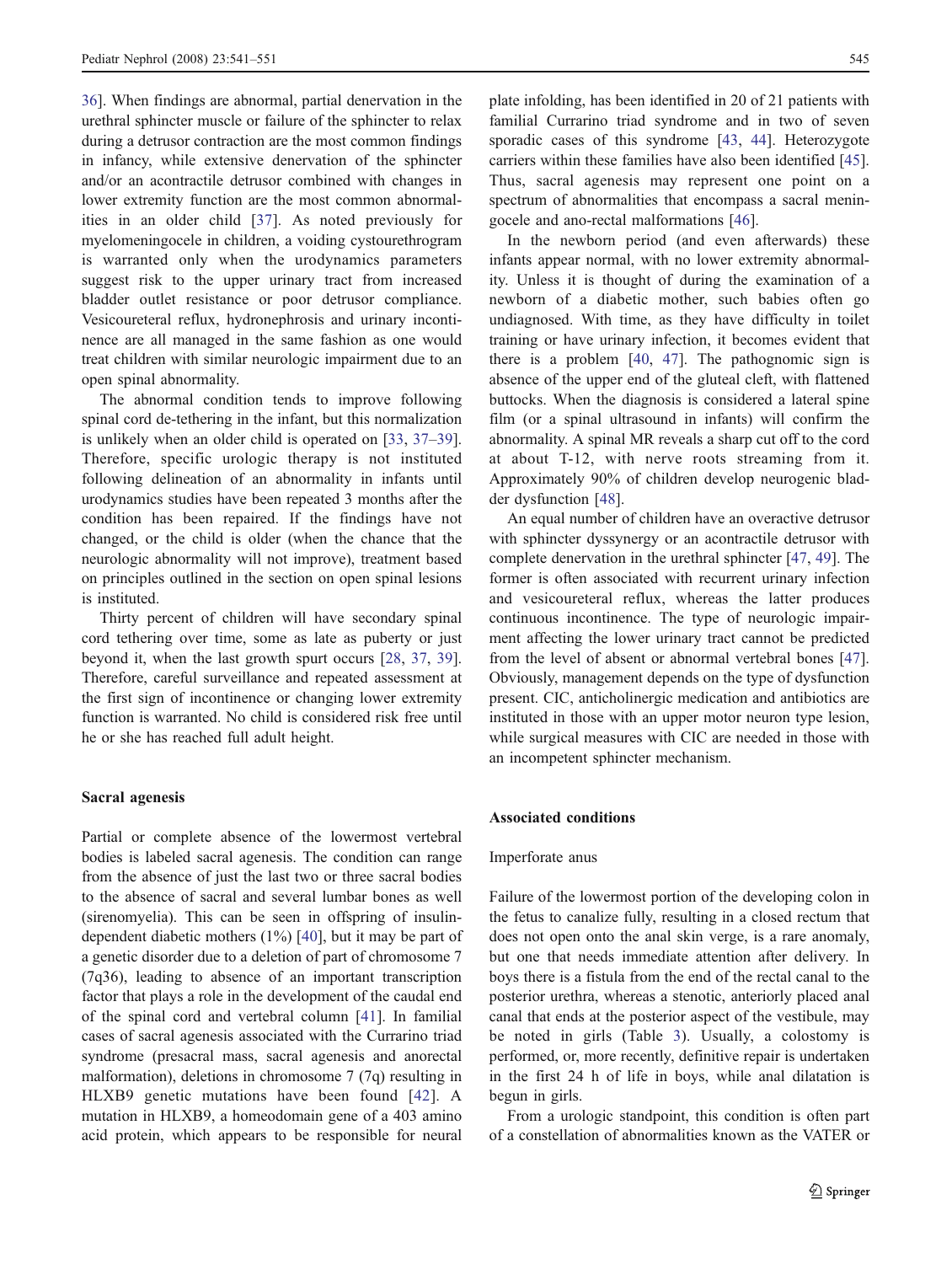36]. When findings are abnormal, partial denervation in the urethral sphincter muscle or failure of the sphincter to relax during a detrusor contraction are the most common findings in infancy, while extensive denervation of the sphincter and/or an acontractile detrusor combined with changes in lower extremity function are the most common abnormalities in an older child [37]. As noted previously for myelomeningocele in children, a voiding cystourethrogram is warranted only when the urodynamics parameters suggest risk to the upper urinary tract from increased bladder outlet resistance or poor detrusor compliance. Vesicoureteral reflux, hydronephrosis and urinary incontinence are all managed in the same fashion as one would treat children with similar neurologic impairment due to an open spinal abnormality.

The abnormal condition tends to improve following spinal cord de-tethering in the infant, but this normalization is unlikely when an older child is operated on [33, 37–39]. Therefore, specific urologic therapy is not instituted following delineation of an abnormality in infants until urodynamics studies have been repeated 3 months after the condition has been repaired. If the findings have not changed, or the child is older (when the chance that the neurologic abnormality will not improve), treatment based on principles outlined in the section on open spinal lesions is instituted.

Thirty percent of children will have secondary spinal cord tethering over time, some as late as puberty or just beyond it, when the last growth spurt occurs [28, 37, 39]. Therefore, careful surveillance and repeated assessment at the first sign of incontinence or changing lower extremity function is warranted. No child is considered risk free until he or she has reached full adult height.

### Sacral agenesis

Partial or complete absence of the lowermost vertebral bodies is labeled sacral agenesis. The condition can range from the absence of just the last two or three sacral bodies to the absence of sacral and several lumbar bones as well (sirenomyelia). This can be seen in offspring of insulin-dependent diabetic mothers (1%) [40], but it may be part of a genetic disorder due to a deletion of part of chromosome 7 (7q36), leading to absence of an important transcription factor that plays a role in the development of the caudal end of the spinal cord and vertebral column [41]. In familial cases of sacral agenesis associated with the Currarino triad syndrome (presacral mass, sacral agenesis and anorectal malformation), deletions in chromosome 7 (7q) resulting in HLXB9 genetic mutations have been found [42]. A mutation in HLXB9, a homeodomain gene of a 403 amino acid protein, which appears to be responsible for neural plate infolding, has been identified in 20 of 21 patients with familial Currarino triad syndrome and in two of seven sporadic cases of this syndrome [43, 44]. Heterozygote carriers within these families have also been identified [45]. Thus, sacral agenesis may represent one point on a spectrum of abnormalities that encompass a sacral meningocele and ano-rectal malformations [46].

In the newborn period (and even afterwards) these infants appear normal, with no lower extremity abnormality. Unless it is thought of during the examination of a newborn of a diabetic mother, such babies often go undiagnosed. With time, as they have difficulty in toilet training or have urinary infection, it becomes evident that there is a problem [40, 47]. The pathognomic sign is absence of the upper end of the gluteal cleft, with flattened buttocks. When the diagnosis is considered a lateral spine film (or a spinal ultrasound in infants) will confirm the abnormality. A spinal MR reveals a sharp cut off to the cord at about T-12, with nerve roots streaming from it. Approximately 90% of children develop neurogenic bladder dysfunction [48].

An equal number of children have an overactive detrusor with sphincter dyssynergy or an acontractile detrusor with complete denervation in the urethral sphincter [47, 49]. The former is often associated with recurrent urinary infection and vesicoureteral reflux, whereas the latter produces continuous incontinence. The type of neurologic impairment affecting the lower urinary tract cannot be predicted from the level of absent or abnormal vertebral bones [47]. Obviously, management depends on the type of dysfunction present. CIC, anticholinergic medication and antibiotics are instituted in those with an upper motor neuron type lesion, while surgical measures with CIC are needed in those with an incompetent sphincter mechanism.

### Associated conditions

#### Imperforate anus

Failure of the lowermost portion of the developing colon in the fetus to canalize fully, resulting in a closed rectum that does not open onto the anal skin verge, is a rare anomaly, but one that needs immediate attention after delivery. In boys there is a fistula from the end of the rectal canal to the posterior urethra, whereas a stenotic, anteriorly placed anal canal that ends at the posterior aspect of the vestibule, may be noted in girls (Table 3). Usually, a colostomy is performed, or, more recently, definitive repair is undertaken in the first 24 h of life in boys, while anal dilatation is begun in girls.

From a urologic standpoint, this condition is often part of a constellation of abnormalities known as the VATER or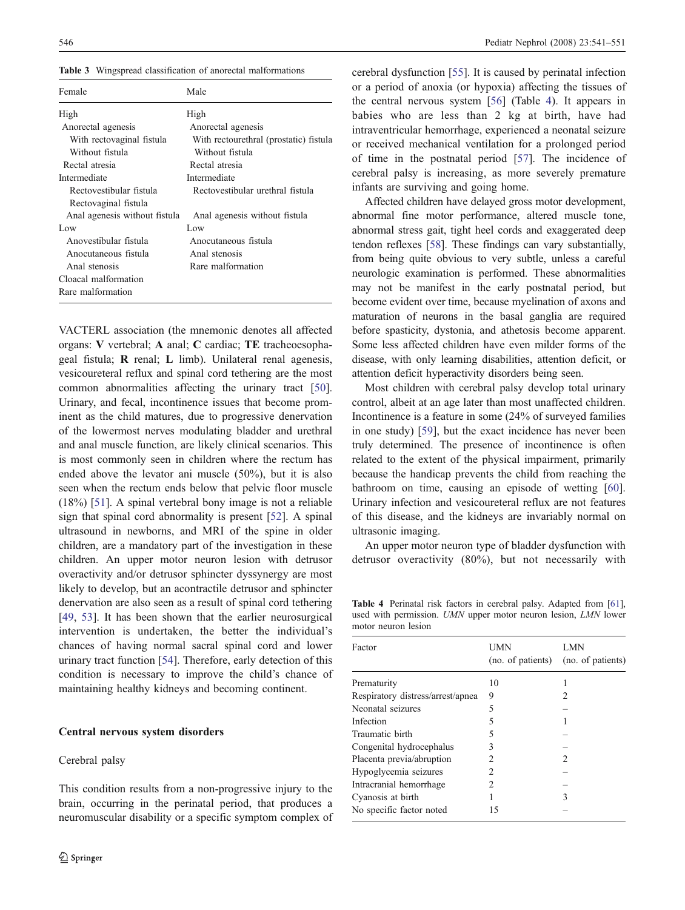Table 3 Wingspread classification of anorectal malformations

| Female | Male |
|---|---|
| High | High |
| Anorectal agenesis | Anorectal agenesis |
| With rectovaginal fistula | With rectourethral (prostatic) fistula |
| Without fistula | Without fistula |
| Rectal atresia | Rectal atresia |
| Intermediate | Intermediate |
| Rectovestibular fistula | Rectovestibular urethral fistula |
| Rectovaginal fistula | |
| Anal agenesis without fistula | Anal agenesis without fistula |
| Low | Low |
| Anovestibular fistula | Anocutaneous fistula |
| Anocutaneous fistula | Anal stenosis |
| Anal stenosis | Rare malformation |
| Cloacal malformation | |
| Rare malformation | |

VACTERL association (the mnemonic denotes all affected organs: **V** vertebral; **A** anal; **C** cardiac; **TE** tracheoesophageal fistula; **R** renal; **L** limb). Unilateral renal agenesis, vesicoureteral reflux and spinal cord tethering are the most common abnormalities affecting the urinary tract [50]. Urinary, and fecal, incontinence issues that become prominent as the child matures, due to progressive denervation of the lowermost nerves modulating bladder and urethral and anal muscle function, are likely clinical scenarios. This is most commonly seen in children where the rectum has ended above the levator ani muscle (50%), but it is also seen when the rectum ends below that pelvic floor muscle (18%) [51]. A spinal vertebral bony image is not a reliable sign that spinal cord abnormality is present [52]. A spinal ultrasound in newborns, and MRI of the spine in older children, are a mandatory part of the investigation in these children. An upper motor neuron lesion with detrusor overactivity and/or detrusor sphincter dyssynergy are most likely to develop, but an acontractile detrusor and sphincter denervation are also seen as a result of spinal cord tethering [49, 53]. It has been shown that the earlier neurosurgical intervention is undertaken, the better the individual's chances of having normal sacral spinal cord and lower urinary tract function [54]. Therefore, early detection of this condition is necessary to improve the child's chance of maintaining healthy kidneys and becoming continent.

## Central nervous system disorders

### Cerebral palsy

This condition results from a non-progressive injury to the brain, occurring in the perinatal period, that produces a neuromuscular disability or a specific symptom complex of cerebral dysfunction [55]. It is caused by perinatal infection or a period of anoxia (or hypoxia) affecting the tissues of the central nervous system [56] (Table 4). It appears in babies who are less than 2 kg at birth, have had intraventricular hemorrhage, experienced a neonatal seizure or received mechanical ventilation for a prolonged period of time in the postnatal period [57]. The incidence of cerebral palsy is increasing, as more severely premature infants are surviving and going home.

Affected children have delayed gross motor development, abnormal fine motor performance, altered muscle tone, abnormal stress gait, tight heel cords and exaggerated deep tendon reflexes [58]. These findings can vary substantially, from being quite obvious to very subtle, unless a careful neurologic examination is performed. These abnormalities may not be manifest in the early postnatal period, but become evident over time, because myelination of axons and maturation of neurons in the basal ganglia are required before spasticity, dystonia, and athetosis become apparent. Some less affected children have even milder forms of the disease, with only learning disabilities, attention deficit, or attention deficit hyperactivity disorders being seen.

Most children with cerebral palsy develop total urinary control, albeit at an age later than most unaffected children. Incontinence is a feature in some (24% of surveyed families in one study) [59], but the exact incidence has never been truly determined. The presence of incontinence is often related to the extent of the physical impairment, primarily because the handicap prevents the child from reaching the bathroom on time, causing an episode of wetting [60]. Urinary infection and vesicoureteral reflux are not features of this disease, and the kidneys are invariably normal on ultrasonic imaging.

An upper motor neuron type of bladder dysfunction with detrusor overactivity (80%), but not necessarily with

Table 4 Perinatal risk factors in cerebral palsy. Adapted from [61], used with permission. *UMN* upper motor neuron lesion, *LMN* lower motor neuron lesion

| Factor | UMN (no. of patients) | LMN (no. of patients) |
|---|---|---|
| Prematurity | 10 | 1 |
| Respiratory distress/arrest/apnea | 9 | 2 |
| Neonatal seizures | 5 | – |
| Infection | 5 | 1 |
| Traumatic birth | 5 | – |
| Congenital hydrocephalus | 3 | – |
| Placenta previa/abruption | 2 | 2 |
| Hypoglycemia seizures | 2 | – |
| Intracranial hemorrhage | 2 | – |
| Cyanosis at birth | 1 | 3 |
| No specific factor noted | 15 | – |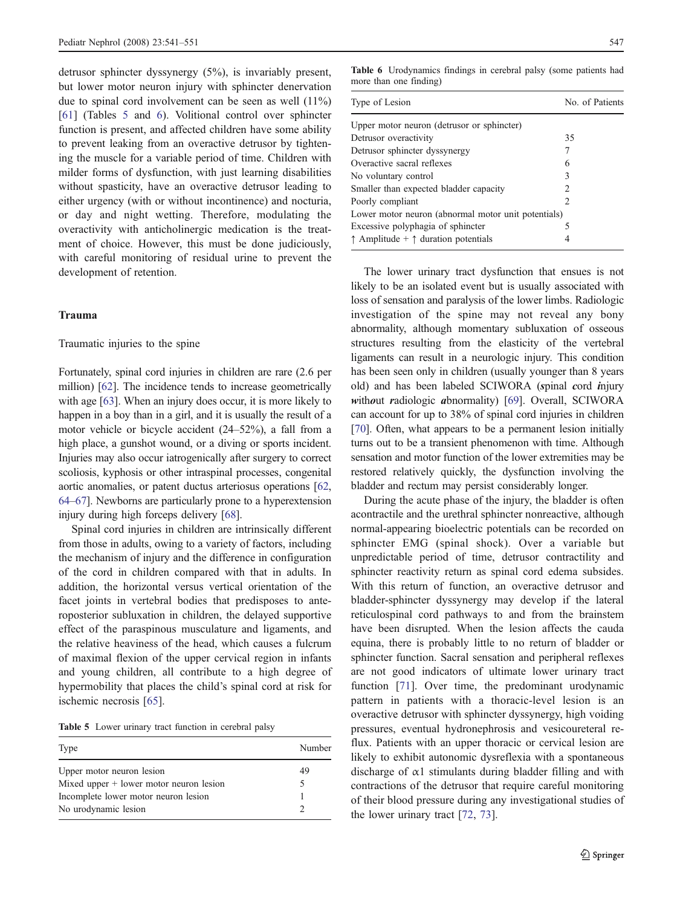detrusor sphincter dyssynergy (5%), is invariably present, but lower motor neuron injury with sphincter denervation due to spinal cord involvement can be seen as well (11%) [61] (Tables 5 and 6). Volitional control over sphincter function is present, and affected children have some ability to prevent leaking from an overactive detrusor by tightening the muscle for a variable period of time. Children with milder forms of dysfunction, with just learning disabilities without spasticity, have an overactive detrusor leading to either urgency (with or without incontinence) and nocturia, or day and night wetting. Therefore, modulating the overactivity with anticholinergic medication is the treatment of choice. However, this must be done judiciously, with careful monitoring of residual urine to prevent the development of retention.

## Trauma

### Traumatic injuries to the spine

Fortunately, spinal cord injuries in children are rare (2.6 per million) [62]. The incidence tends to increase geometrically with age [63]. When an injury does occur, it is more likely to happen in a boy than in a girl, and it is usually the result of a motor vehicle or bicycle accident (24–52%), a fall from a high place, a gunshot wound, or a diving or sports incident. Injuries may also occur iatrogenically after surgery to correct scoliosis, kyphosis or other intraspinal processes, congenital aortic anomalies, or patent ductus arteriosus operations [62, 64–67]. Newborns are particularly prone to a hyperextension injury during high forceps delivery [68].

Spinal cord injuries in children are intrinsically different from those in adults, owing to a variety of factors, including the mechanism of injury and the difference in configuration of the cord in children compared with that in adults. In addition, the horizontal versus vertical orientation of the facet joints in vertebral bodies that predisposes to anteroposterior subluxation in children, the delayed supportive effect of the paraspinous musculature and ligaments, and the relative heaviness of the head, which causes a fulcrum of maximal flexion of the upper cervical region in infants and young children, all contribute to a high degree of hypermobility that places the child's spinal cord at risk for ischemic necrosis [65].

**Table 5** Lower urinary tract function in cerebral palsy

| Type | Number |
|---|---|
| Upper motor neuron lesion | 49 |
| Mixed upper + lower motor neuron lesion | 5 |
| Incomplete lower motor neuron lesion | 1 |
| No urodynamic lesion | 2 |

**Table 6** Urodynamics findings in cerebral palsy (some patients had more than one finding)

| Type of Lesion | No. of Patients |
|---|---|
| Upper motor neuron (detrusor or sphincter) | |
| Detrusor overactivity | 35 |
| Detrusor sphincter dyssynergy | 7 |
| Overactive sacral reflexes | 6 |
| No voluntary control | 3 |
| Smaller than expected bladder capacity | 2 |
| Poorly compliant | 2 |
| Lower motor neuron (abnormal motor unit potentials) | |
| Excessive polyphagia of sphincter | 5 |
| ↑ Amplitude + ↑ duration potentials | 4 |

The lower urinary tract dysfunction that ensues is not likely to be an isolated event but is usually associated with loss of sensation and paralysis of the lower limbs. Radiologic investigation of the spine may not reveal any bony abnormality, although momentary subluxation of osseous structures resulting from the elasticity of the vertebral ligaments can result in a neurologic injury. This condition has been seen only in children (usually younger than 8 years old) and has been labeled SCIWORA (***s***pinal ***c***ord ***i***njury ***w***ith***o***ut ***r***adiologic ***a***bnormality) [69]. Overall, SCIWORA can account for up to 38% of spinal cord injuries in children [70]. Often, what appears to be a permanent lesion initially turns out to be a transient phenomenon with time. Although sensation and motor function of the lower extremities may be restored relatively quickly, the dysfunction involving the bladder and rectum may persist considerably longer.

During the acute phase of the injury, the bladder is often acontractile and the urethral sphincter nonreactive, although normal-appearing bioelectric potentials can be recorded on sphincter EMG (spinal shock). Over a variable but unpredictable period of time, detrusor contractility and sphincter reactivity return as spinal cord edema subsides. With this return of function, an overactive detrusor and bladder-sphincter dyssynergy may develop if the lateral reticulospinal cord pathways to and from the brainstem have been disrupted. When the lesion affects the cauda equina, there is probably little to no return of bladder or sphincter function. Sacral sensation and peripheral reflexes are not good indicators of ultimate lower urinary tract function [71]. Over time, the predominant urodynamic pattern in patients with a thoracic-level lesion is an overactive detrusor with sphincter dyssynergy, high voiding pressures, eventual hydronephrosis and vesicoureteral reflux. Patients with an upper thoracic or cervical lesion are likely to exhibit autonomic dysreflexia with a spontaneous discharge of $\alpha 1$ stimulants during bladder filling and with contractions of the detrusor that require careful monitoring of their blood pressure during any investigational studies of the lower urinary tract [72, 73].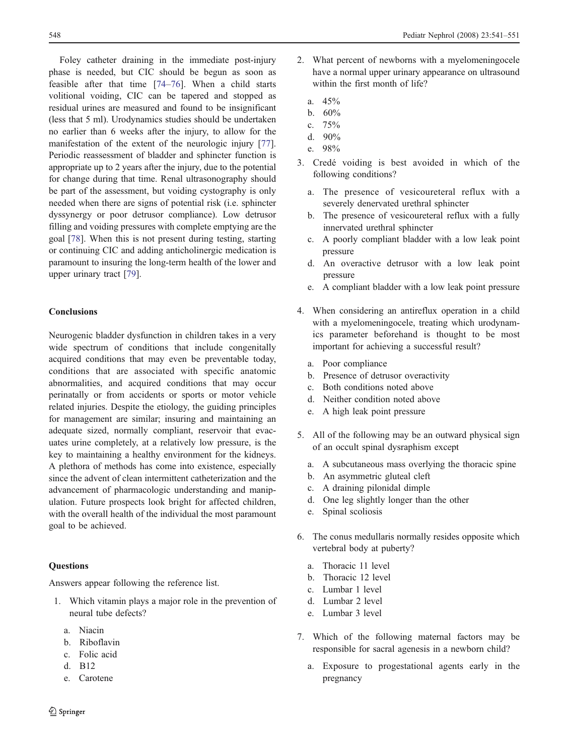Foley catheter draining in the immediate post-injury phase is needed, but CIC should be begun as soon as feasible after that time [74–76]. When a child starts volitional voiding, CIC can be tapered and stopped as residual urines are measured and found to be insignificant (less that 5 ml). Urodynamics studies should be undertaken no earlier than 6 weeks after the injury, to allow for the manifestation of the extent of the neurologic injury [77]. Periodic reassessment of bladder and sphincter function is appropriate up to 2 years after the injury, due to the potential for change during that time. Renal ultrasonography should be part of the assessment, but voiding cystography is only needed when there are signs of potential risk (i.e. sphincter dyssynergy or poor detrusor compliance). Low detrusor filling and voiding pressures with complete emptying are the goal [78]. When this is not present during testing, starting or continuing CIC and adding anticholinergic medication is paramount to insuring the long-term health of the lower and upper urinary tract [79].

## Conclusions

Neurogenic bladder dysfunction in children takes in a very wide spectrum of conditions that include congenitally acquired conditions that may even be preventable today, conditions that are associated with specific anatomic abnormalities, and acquired conditions that may occur perinatally or from accidents or sports or motor vehicle related injuries. Despite the etiology, the guiding principles for management are similar; insuring and maintaining an adequate sized, normally compliant, reservoir that evacuates urine completely, at a relatively low pressure, is the key to maintaining a healthy environment for the kidneys. A plethora of methods has come into existence, especially since the advent of clean intermittent catheterization and the advancement of pharmacologic understanding and manipulation. Future prospects look bright for affected children, with the overall health of the individual the most paramount goal to be achieved.

## Questions

Answers appear following the reference list.

1. Which vitamin plays a major role in the prevention of neural tube defects?
   a. Niacin
   b. Riboflavin
   c. Folic acid
   d. B12
   e. Carotene

2. What percent of newborns with a myelomeningocele have a normal upper urinary appearance on ultrasound within the first month of life?
   a. 45%
   b. 60%
   c. 75%
   d. 90%
   e. 98%

3. Credé voiding is best avoided in which of the following conditions?
   a. The presence of vesicoureteral reflux with a severely denervated urethral sphincter
   b. The presence of vesicoureteral reflux with a fully innervated urethral sphincter
   c. A poorly compliant bladder with a low leak point pressure
   d. An overactive detrusor with a low leak point pressure
   e. A compliant bladder with a low leak point pressure

4. When considering an antireflux operation in a child with a myelomeningocele, treating which urodynamics parameter beforehand is thought to be most important for achieving a successful result?
   a. Poor compliance
   b. Presence of detrusor overactivity
   c. Both conditions noted above
   d. Neither condition noted above
   e. A high leak point pressure

5. All of the following may be an outward physical sign of an occult spinal dysraphism except
   a. A subcutaneous mass overlying the thoracic spine
   b. An asymmetric gluteal cleft
   c. A draining pilonidal dimple
   d. One leg slightly longer than the other
   e. Spinal scoliosis

6. The conus medullaris normally resides opposite which vertebral body at puberty?
   a. Thoracic 11 level
   b. Thoracic 12 level
   c. Lumbar 1 level
   d. Lumbar 2 level
   e. Lumbar 3 level

7. Which of the following maternal factors may be responsible for sacral agenesis in a newborn child?
   a. Exposure to progestational agents early in the pregnancy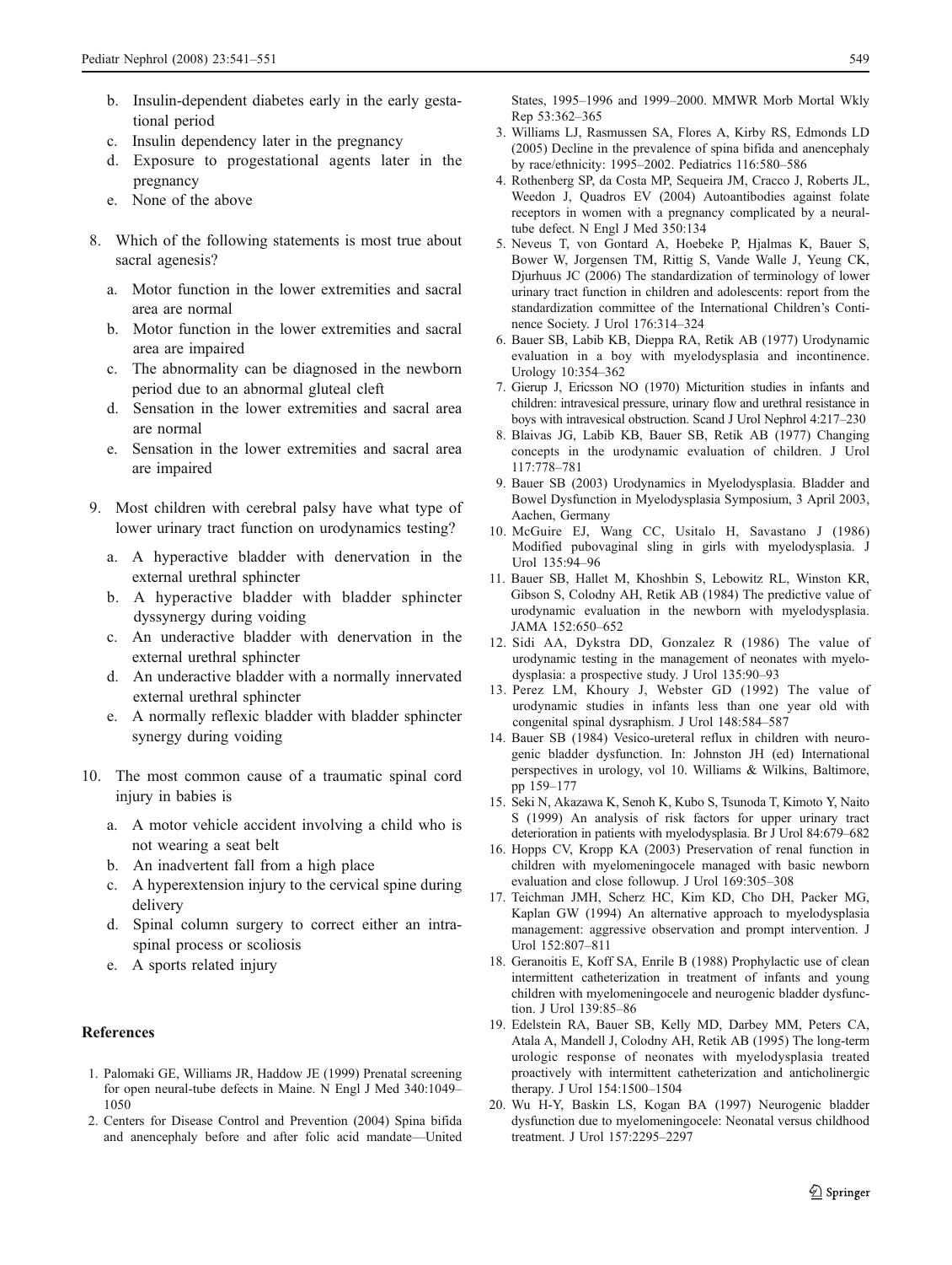b. Insulin-dependent diabetes early in the early gestational period
c. Insulin dependency later in the pregnancy
d. Exposure to progestational agents later in the pregnancy
e. None of the above

8. Which of the following statements is most true about sacral agenesis?

    a. Motor function in the lower extremities and sacral area are normal
    b. Motor function in the lower extremities and sacral area are impaired
    c. The abnormality can be diagnosed in the newborn period due to an abnormal gluteal cleft
    d. Sensation in the lower extremities and sacral area are normal
    e. Sensation in the lower extremities and sacral area are impaired

9. Most children with cerebral palsy have what type of lower urinary tract function on urodynamics testing?

    a. A hyperactive bladder with denervation in the external urethral sphincter
    b. A hyperactive bladder with bladder sphincter dyssynergy during voiding
    c. An underactive bladder with denervation in the external urethral sphincter
    d. An underactive bladder with a normally innervated external urethral sphincter
    e. A normally reflexic bladder with bladder sphincter synergy during voiding

10. The most common cause of a traumatic spinal cord injury in babies is

    a. A motor vehicle accident involving a child who is not wearing a seat belt
    b. An inadvertent fall from a high place
    c. A hyperextension injury to the cervical spine during delivery
    d. Spinal column surgery to correct either an intraspinal process or scoliosis
    e. A sports related injury

## References

1. Palomaki GE, Williams JR, Haddow JE (1999) Prenatal screening for open neural-tube defects in Maine. N Engl J Med 340:1049–1050
2. Centers for Disease Control and Prevention (2004) Spina bifida and anencephaly before and after folic acid mandate—United States, 1995–1996 and 1999–2000. MMWR Morb Mortal Wkly Rep 53:362–365
3. Williams LJ, Rasmussen SA, Flores A, Kirby RS, Edmonds LD (2005) Decline in the prevalence of spina bifida and anencephaly by race/ethnicity: 1995–2002. Pediatrics 116:580–586
4. Rothenberg SP, da Costa MP, Sequeira JM, Cracco J, Roberts JL, Weedon J, Quadros EV (2004) Autoantibodies against folate receptors in women with a pregnancy complicated by a neural-tube defect. N Engl J Med 350:134
5. Neveus T, von Gontard A, Hoebeke P, Hjalmas K, Bauer S, Bower W, Jorgensen TM, Rittig S, Vande Walle J, Yeung CK, Djurhuus JC (2006) The standardization of terminology of lower urinary tract function in children and adolescents: report from the standardization committee of the International Children's Continence Society. J Urol 176:314–324
6. Bauer SB, Labib KB, Dieppa RA, Retik AB (1977) Urodynamic evaluation in a boy with myelodysplasia and incontinence. Urology 10:354–362
7. Gierup J, Ericsson NO (1970) Micturition studies in infants and children: intravesical pressure, urinary flow and urethral resistance in boys with intravesical obstruction. Scand J Urol Nephrol 4:217–230
8. Blaivas JG, Labib KB, Bauer SB, Retik AB (1977) Changing concepts in the urodynamic evaluation of children. J Urol 117:778–781
9. Bauer SB (2003) Urodynamics in Myelodysplasia. Bladder and Bowel Dysfunction in Myelodysplasia Symposium, 3 April 2003, Aachen, Germany
10. McGuire EJ, Wang CC, Usitalo H, Savastano J (1986) Modified pubovaginal sling in girls with myelodysplasia. J Urol 135:94–96
11. Bauer SB, Hallet M, Khoshbin S, Lebowitz RL, Winston KR, Gibson S, Colodny AH, Retik AB (1984) The predictive value of urodynamic evaluation in the newborn with myelodysplasia. JAMA 152:650–652
12. Sidi AA, Dykstra DD, Gonzalez R (1986) The value of urodynamic testing in the management of neonates with myelodysplasia: a prospective study. J Urol 135:90–93
13. Perez LM, Khoury J, Webster GD (1992) The value of urodynamic studies in infants less than one year old with congenital spinal dysraphism. J Urol 148:584–587
14. Bauer SB (1984) Vesico-ureteral reflux in children with neurogenic bladder dysfunction. In: Johnston JH (ed) International perspectives in urology, vol 10. Williams & Wilkins, Baltimore, pp 159–177
15. Seki N, Akazawa K, Senoh K, Kubo S, Tsunoda T, Kimoto Y, Naito S (1999) An analysis of risk factors for upper urinary tract deterioration in patients with myelodysplasia. Br J Urol 84:679–682
16. Hopps CV, Kropp KA (2003) Preservation of renal function in children with myelomeningocele managed with basic newborn evaluation and close followup. J Urol 169:305–308
17. Teichman JMH, Scherz HC, Kim KD, Cho DH, Packer MG, Kaplan GW (1994) An alternative approach to myelodysplasia management: aggressive observation and prompt intervention. J Urol 152:807–811
18. Geranoitis E, Koff SA, Enrile B (1988) Prophylactic use of clean intermittent catheterization in treatment of infants and young children with myelomeningocele and neurogenic bladder dysfunction. J Urol 139:85–86
19. Edelstein RA, Bauer SB, Kelly MD, Darbey MM, Peters CA, Atala A, Mandell J, Colodny AH, Retik AB (1995) The long-term urologic response of neonates with myelodysplasia treated proactively with intermittent catheterization and anticholinergic therapy. J Urol 154:1500–1504
20. Wu H-Y, Baskin LS, Kogan BA (1997) Neurogenic bladder dysfunction due to myelomeningocele: Neonatal versus childhood treatment. J Urol 157:2295–2297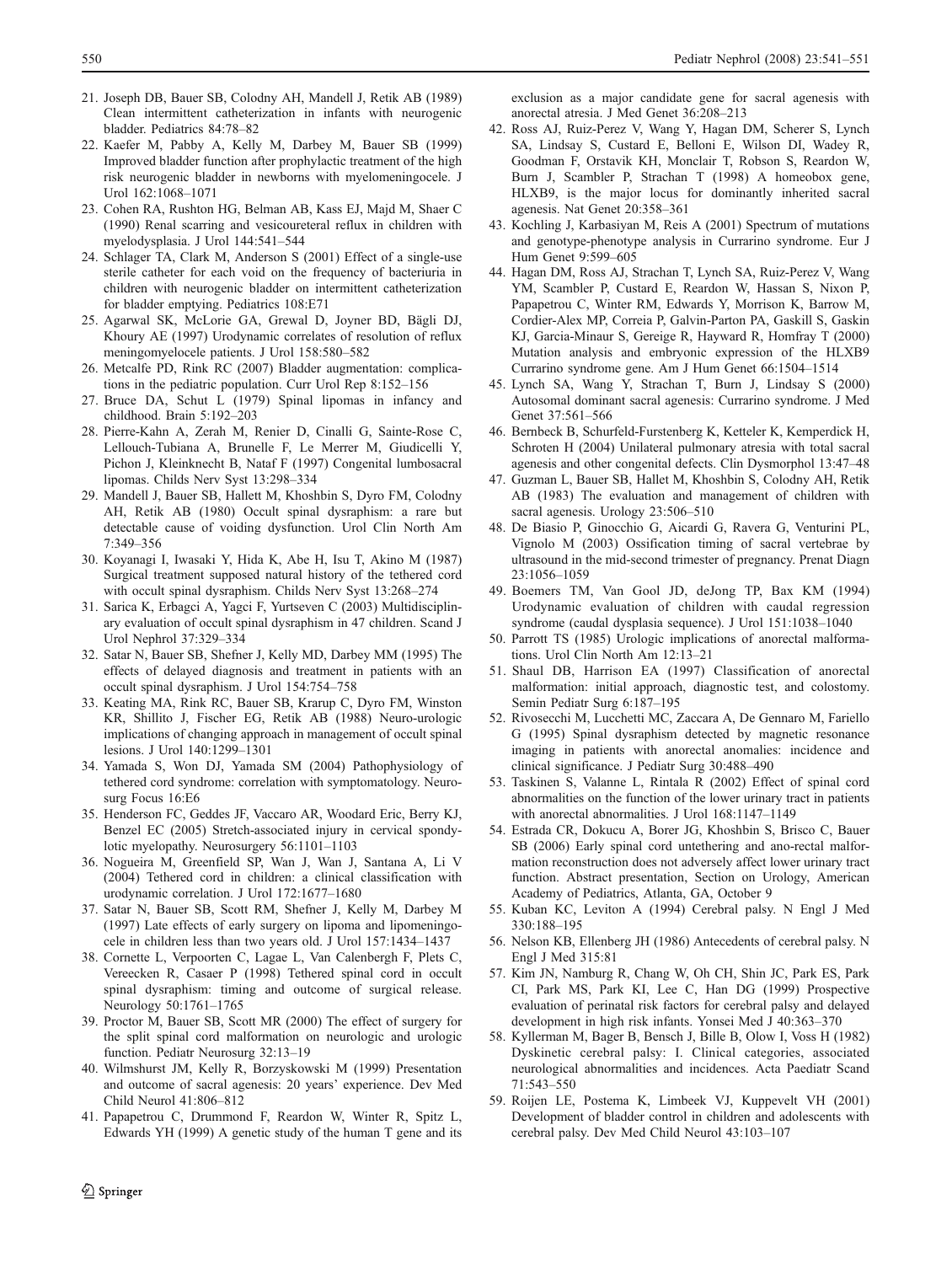21. Joseph DB, Bauer SB, Colodny AH, Mandell J, Retik AB (1989) Clean intermittent catheterization in infants with neurogenic bladder. Pediatrics 84:78–82
22. Kaefer M, Pabby A, Kelly M, Darbey M, Bauer SB (1999) Improved bladder function after prophylactic treatment of the high risk neurogenic bladder in newborns with myelomeningocele. J Urol 162:1068–1071
23. Cohen RA, Rushton HG, Belman AB, Kass EJ, Majd M, Shaer C (1990) Renal scarring and vesicoureteral reflux in children with myelodysplasia. J Urol 144:541–544
24. Schlager TA, Clark M, Anderson S (2001) Effect of a single-use sterile catheter for each void on the frequency of bacteriuria in children with neurogenic bladder on intermittent catheterization for bladder emptying. Pediatrics 108:E71
25. Agarwal SK, McLorie GA, Grewal D, Joyner BD, Bägli DJ, Khoury AE (1997) Urodynamic correlates of resolution of reflux meningomyelocele patients. J Urol 158:580–582
26. Metcalfe PD, Rink RC (2007) Bladder augmentation: complications in the pediatric population. Curr Urol Rep 8:152–156
27. Bruce DA, Schut L (1979) Spinal lipomas in infancy and childhood. Brain 5:192–203
28. Pierre-Kahn A, Zerah M, Renier D, Cinalli G, Sainte-Rose C, Lellouch-Tubiana A, Brunelle F, Le Merrer M, Giudicelli Y, Pichon J, Kleinknecht B, Nataf F (1997) Congenital lumbosacral lipomas. Childs Nerv Syst 13:298–334
29. Mandell J, Bauer SB, Hallett M, Khoshbin S, Dyro FM, Colodny AH, Retik AB (1980) Occult spinal dysraphism: a rare but detectable cause of voiding dysfunction. Urol Clin North Am 7:349–356
30. Koyanagi I, Iwasaki Y, Hida K, Abe H, Isu T, Akino M (1987) Surgical treatment supposed natural history of the tethered cord with occult spinal dysraphism. Childs Nerv Syst 13:268–274
31. Sarica K, Erbagci A, Yagci F, Yurtseven C (2003) Multidisciplinary evaluation of occult spinal dysraphism in 47 children. Scand J Urol Nephrol 37:329–334
32. Satar N, Bauer SB, Shefner J, Kelly MD, Darbey MM (1995) The effects of delayed diagnosis and treatment in patients with an occult spinal dysraphism. J Urol 154:754–758
33. Keating MA, Rink RC, Bauer SB, Krarup C, Dyro FM, Winston KR, Shillito J, Fischer EG, Retik AB (1988) Neuro-urologic implications of changing approach in management of occult spinal lesions. J Urol 140:1299–1301
34. Yamada S, Won DJ, Yamada SM (2004) Pathophysiology of tethered cord syndrome: correlation with symptomatology. Neurosurg Focus 16:E6
35. Henderson FC, Geddes JF, Vaccaro AR, Woodard Eric, Berry KJ, Benzel EC (2005) Stretch-associated injury in cervical spondylotic myelopathy. Neurosurgery 56:1101–1103
36. Nogueira M, Greenfield SP, Wan J, Wan J, Santana A, Li V (2004) Tethered cord in children: a clinical classification with urodynamic correlation. J Urol 172:1677–1680
37. Satar N, Bauer SB, Scott RM, Shefner J, Kelly M, Darbey M (1997) Late effects of early surgery on lipoma and lipomeningocele in children less than two years old. J Urol 157:1434–1437
38. Cornette L, Verpoorten C, Lagae L, Van Calenbergh F, Plets C, Vereecken R, Casaer P (1998) Tethered spinal cord in occult spinal dysraphism: timing and outcome of surgical release. Neurology 50:1761–1765
39. Proctor M, Bauer SB, Scott MR (2000) The effect of surgery for the split spinal cord malformation on neurologic and urologic function. Pediatr Neurosurg 32:13–19
40. Wilmshurst JM, Kelly R, Borzyskowski M (1999) Presentation and outcome of sacral agenesis: 20 years' experience. Dev Med Child Neurol 41:806–812
41. Papapetrou C, Drummond F, Reardon W, Winter R, Spitz L, Edwards YH (1999) A genetic study of the human T gene and its exclusion as a major candidate gene for sacral agenesis with anorectal atresia. J Med Genet 36:208–213
42. Ross AJ, Ruiz-Perez V, Wang Y, Hagan DM, Scherer S, Lynch SA, Lindsay S, Custard E, Belloni E, Wilson DI, Wadey R, Goodman F, Orstavik KH, Monclair T, Robson S, Reardon W, Burn J, Scambler P, Strachan T (1998) A homeobox gene, HLXB9, is the major locus for dominantly inherited sacral agenesis. Nat Genet 20:358–361
43. Kochling J, Karbasiyan M, Reis A (2001) Spectrum of mutations and genotype-phenotype analysis in Currarino syndrome. Eur J Hum Genet 9:599–605
44. Hagan DM, Ross AJ, Strachan T, Lynch SA, Ruiz-Perez V, Wang YM, Scambler P, Custard E, Reardon W, Hassan S, Nixon P, Papapetrou C, Winter RM, Edwards Y, Morrison K, Barrow M, Cordier-Alex MP, Correia P, Galvin-Parton PA, Gaskill S, Gaskin KJ, Garcia-Minaur S, Gereige R, Hayward R, Homfray T (2000) Mutation analysis and embryonic expression of the HLXB9 Currarino syndrome gene. Am J Hum Genet 66:1504–1514
45. Lynch SA, Wang Y, Strachan T, Burn J, Lindsay S (2000) Autosomal dominant sacral agenesis: Currarino syndrome. J Med Genet 37:561–566
46. Bernbeck B, Schurfeld-Furstenberg K, Ketteler K, Kemperdick H, Schroten H (2004) Unilateral pulmonary atresia with total sacral agenesis and other congenital defects. Clin Dysmorphol 13:47–48
47. Guzman L, Bauer SB, Hallet M, Khoshbin S, Colodny AH, Retik AB (1983) The evaluation and management of children with sacral agenesis. Urology 23:506–510
48. De Biasio P, Ginocchio G, Aicardi G, Ravera G, Venturini PL, Vignolo M (2003) Ossification timing of sacral vertebrae by ultrasound in the mid-second trimester of pregnancy. Prenat Diagn 23:1056–1059
49. Boemers TM, Van Gool JD, deJong TP, Bax KM (1994) Urodynamic evaluation of children with caudal regression syndrome (caudal dysplasia sequence). J Urol 151:1038–1040
50. Parrott TS (1985) Urologic implications of anorectal malformations. Urol Clin North Am 12:13–21
51. Shaul DB, Harrison EA (1997) Classification of anorectal malformation: initial approach, diagnostic test, and colostomy. Semin Pediatr Surg 6:187–195
52. Rivosecchi M, Lucchetti MC, Zaccara A, De Gennaro M, Fariello G (1995) Spinal dysraphism detected by magnetic resonance imaging in patients with anorectal anomalies: incidence and clinical significance. J Pediatr Surg 30:488–490
53. Taskinen S, Valanne L, Rintala R (2002) Effect of spinal cord abnormalities on the function of the lower urinary tract in patients with anorectal abnormalities. J Urol 168:1147–1149
54. Estrada CR, Dokucu A, Borer JG, Khoshbin S, Brisco C, Bauer SB (2006) Early spinal cord untethering and ano-rectal malformation reconstruction does not adversely affect lower urinary tract function. Abstract presentation, Section on Urology, American Academy of Pediatrics, Atlanta, GA, October 9
55. Kuban KC, Leviton A (1994) Cerebral palsy. N Engl J Med 330:188–195
56. Nelson KB, Ellenberg JH (1986) Antecedents of cerebral palsy. N Engl J Med 315:81
57. Kim JN, Namburg R, Chang W, Oh CH, Shin JC, Park ES, Park CI, Park MS, Park KI, Lee C, Han DG (1999) Prospective evaluation of perinatal risk factors for cerebral palsy and delayed development in high risk infants. Yonsei Med J 40:363–370
58. Kyllerman M, Bager B, Bensch J, Bille B, Olow I, Voss H (1982) Dyskinetic cerebral palsy: I. Clinical categories, associated neurological abnormalities and incidences. Acta Paediatr Scand 71:543–550
59. Roijen LE, Postema K, Limbeek VJ, Kuppevelt VH (2001) Development of bladder control in children and adolescents with cerebral palsy. Dev Med Child Neurol 43:103–107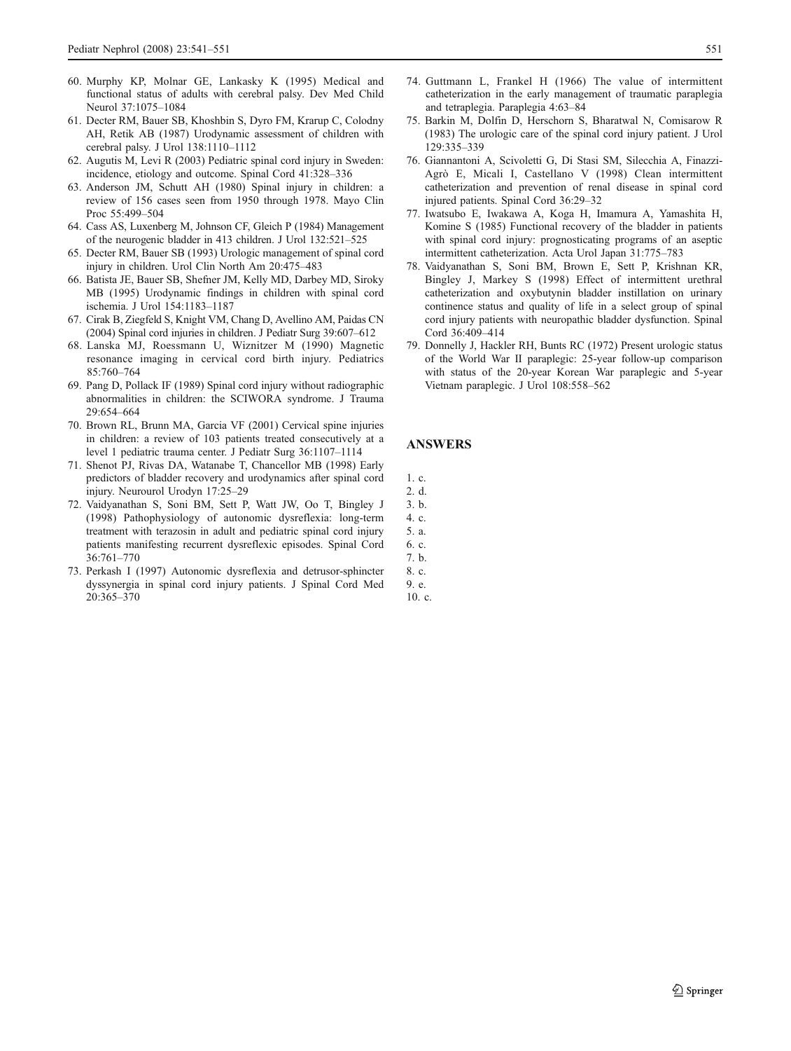60. Murphy KP, Molnar GE, Lankasky K (1995) Medical and functional status of adults with cerebral palsy. Dev Med Child Neurol 37:1075–1084
61. Decter RM, Bauer SB, Khoshbin S, Dyro FM, Krarup C, Colodny AH, Retik AB (1987) Urodynamic assessment of children with cerebral palsy. J Urol 138:1110–1112
62. Augutis M, Levi R (2003) Pediatric spinal cord injury in Sweden: incidence, etiology and outcome. Spinal Cord 41:328–336
63. Anderson JM, Schutt AH (1980) Spinal injury in children: a review of 156 cases seen from 1950 through 1978. Mayo Clin Proc 55:499–504
64. Cass AS, Luxenberg M, Johnson CF, Gleich P (1984) Management of the neurogenic bladder in 413 children. J Urol 132:521–525
65. Decter RM, Bauer SB (1993) Urologic management of spinal cord injury in children. Urol Clin North Am 20:475–483
66. Batista JE, Bauer SB, Shefner JM, Kelly MD, Darbey MD, Siroky MB (1995) Urodynamic findings in children with spinal cord ischemia. J Urol 154:1183–1187
67. Cirak B, Ziegfeld S, Knight VM, Chang D, Avellino AM, Paidas CN (2004) Spinal cord injuries in children. J Pediatr Surg 39:607–612
68. Lanska MJ, Roessmann U, Wiznitzer M (1990) Magnetic resonance imaging in cervical cord birth injury. Pediatrics 85:760–764
69. Pang D, Pollack IF (1989) Spinal cord injury without radiographic abnormalities in children: the SCIWORA syndrome. J Trauma 29:654–664
70. Brown RL, Brunn MA, Garcia VF (2001) Cervical spine injuries in children: a review of 103 patients treated consecutively at a level 1 pediatric trauma center. J Pediatr Surg 36:1107–1114
71. Shenot PJ, Rivas DA, Watanabe T, Chancellor MB (1998) Early predictors of bladder recovery and urodynamics after spinal cord injury. Neurourol Urodyn 17:25–29
72. Vaidyanathan S, Soni BM, Sett P, Watt JW, Oo T, Bingley J (1998) Pathophysiology of autonomic dysreflexia: long-term treatment with terazosin in adult and pediatric spinal cord injury patients manifesting recurrent dysreflexic episodes. Spinal Cord 36:761–770
73. Perkash I (1997) Autonomic dysreflexia and detrusor-sphincter dyssynergia in spinal cord injury patients. J Spinal Cord Med 20:365–370
74. Guttmann L, Frankel H (1966) The value of intermittent catheterization in the early management of traumatic paraplegia and tetraplegia. Paraplegia 4:63–84
75. Barkin M, Dolfin D, Herschorn S, Bharatwal N, Comisarow R (1983) The urologic care of the spinal cord injury patient. J Urol 129:335–339
76. Giannantoni A, Scivoletti G, Di Stasi SM, Silecchia A, Finazzi-Agrò E, Micali I, Castellano V (1998) Clean intermittent catheterization and prevention of renal disease in spinal cord injured patients. Spinal Cord 36:29–32
77. Iwatsubo E, Iwakawa A, Koga H, Imamura A, Yamashita H, Komine S (1985) Functional recovery of the bladder in patients with spinal cord injury: prognosticating programs of an aseptic intermittent catheterization. Acta Urol Japan 31:775–783
78. Vaidyanathan S, Soni BM, Brown E, Sett P, Krishnan KR, Bingley J, Markey S (1998) Effect of intermittent urethral catheterization and oxybutynin bladder instillation on urinary continence status and quality of life in a select group of spinal cord injury patients with neuropathic bladder dysfunction. Spinal Cord 36:409–414
79. Donnelly J, Hackler RH, Bunts RC (1972) Present urologic status of the World War II paraplegic: 25-year follow-up comparison with status of the 20-year Korean War paraplegic and 5-year Vietnam paraplegic. J Urol 108:558–562

## ANSWERS

1. c.
2. d.
3. b.
4. c.
5. a.
6. c.
7. b.
8. c.
9. e.
10. c.